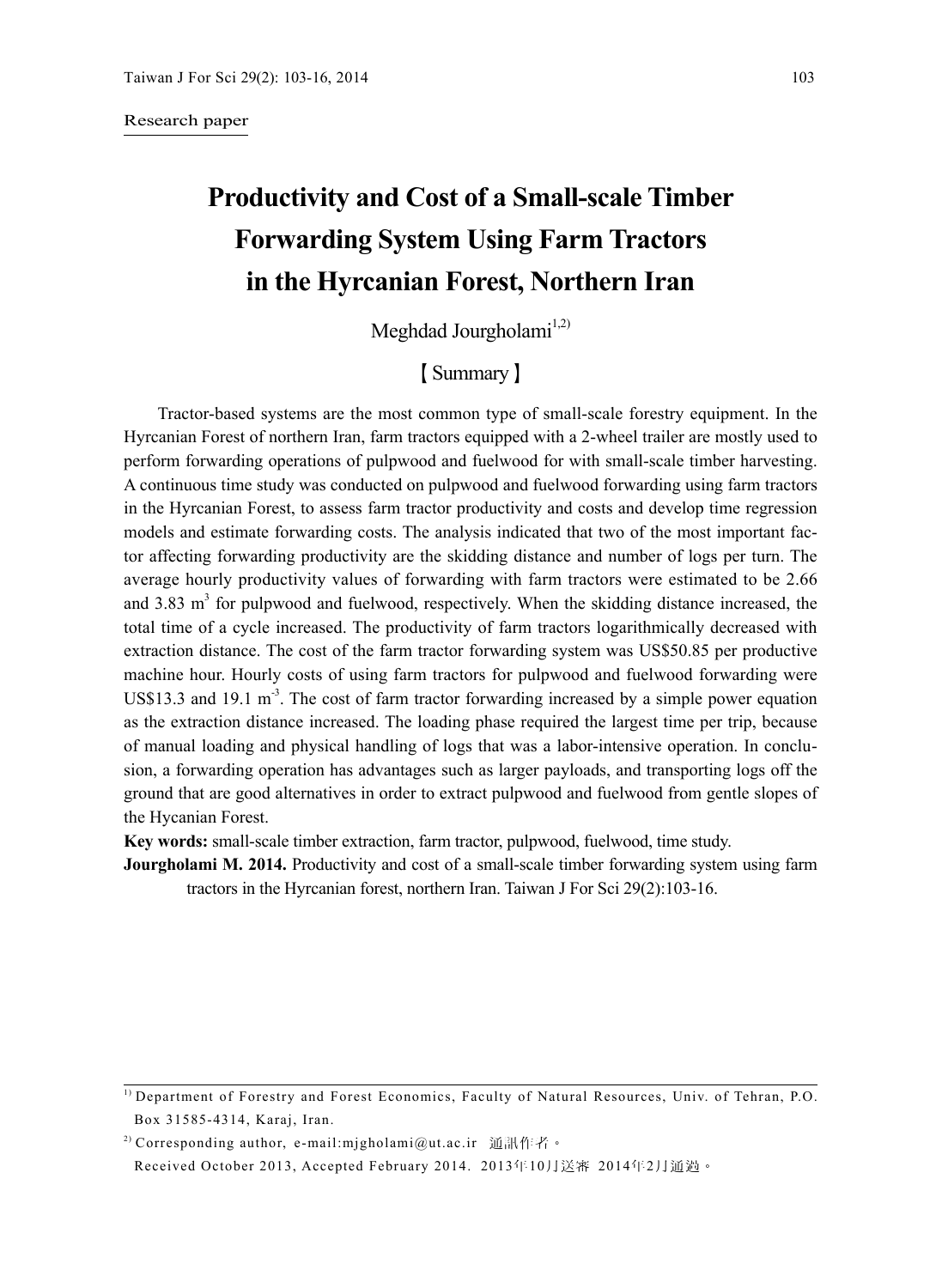Research paper

# Productivity and Cost of a Small-scale Timber Forwarding System Using Farm Tractors in the Hyrcanian Forest, Northern Iran

Meghdad Jourgholami[1,2)]

## 【Summary】

Tractor-based systems are the most common type of small-scale forestry equipment. In the Hyrcanian Forest of northern Iran, farm tractors equipped with a 2-wheel trailer are mostly used to perform forwarding operations of pulpwood and fuelwood for with small-scale timber harvesting. A continuous time study was conducted on pulpwood and fuelwood forwarding using farm tractors in the Hyrcanian Forest, to assess farm tractor productivity and costs and develop time regression models and estimate forwarding costs. The analysis indicated that two of the most important factor affecting forwarding productivity are the skidding distance and number of logs per turn. The average hourly productivity values of forwarding with farm tractors were estimated to be 2.66 and 3.83 $m^3$ for pulpwood and fuelwood, respectively. When the skidding distance increased, the total time of a cycle increased. The productivity of farm tractors logarithmically decreased with extraction distance. The cost of the farm tractor forwarding system was US$50.85 per productive machine hour. Hourly costs of using farm tractors for pulpwood and fuelwood forwarding were US$13.3 and 19.1 $m^{-3}$. The cost of farm tractor forwarding increased by a simple power equation as the extraction distance increased. The loading phase required the largest time per trip, because of manual loading and physical handling of logs that was a labor-intensive operation. In conclusion, a forwarding operation has advantages such as larger payloads, and transporting logs off the ground that are good alternatives in order to extract pulpwood and fuelwood from gentle slopes of the Hycanian Forest.

**Key words:** small-scale timber extraction, farm tractor, pulpwood, fuelwood, time study.

**Jourgholami M. 2014.** Productivity and cost of a small-scale timber forwarding system using farm tractors in the Hyrcanian forest, northern Iran. Taiwan J For Sci 29(2):103-16.

---

[1)] Department of Forestry and Forest Economics, Faculty of Natural Resources, Univ. of Tehran, P.O. Box 31585-4314, Karaj, Iran.

[2)] Corresponding author, e-mail:mjgholami@ut.ac.ir 通訊作者。

Received October 2013, Accepted February 2014. 2013年10月送審 2014年2月通過。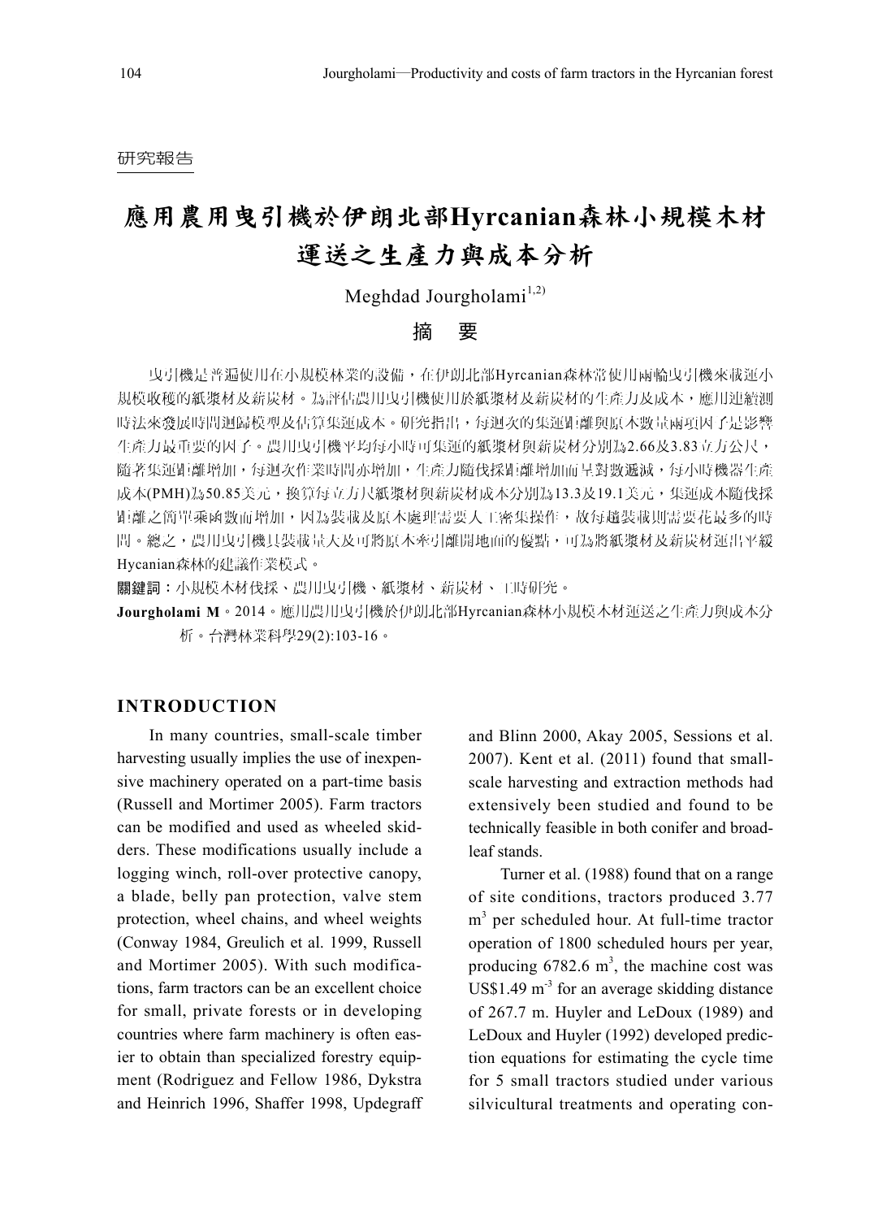研究報告

# 應用農用曳引機於伊朗北部Hyrcanian森林小規模木材運送之生產力與成本分析

Meghdad Jourgholami[1,2)]

## 摘　要

曳引機是普遍使用在小規模林業的設備，在伊朗北部Hyrcanian森林常使用兩輪曳引機來載運小規模收穫的紙漿材及薪炭材。為評估農用曳引機使用於紙漿材及薪炭材的生產力及成本，應用連續測時法來發展時間迴歸模型及估算集運成本。研究指出，每迴次的集運距離與原木數量兩項因子是影響生產力最重要的因子。農用曳引機平均每小時可集運的紙漿材與薪炭材分別為2.66及3.83立方公尺，隨著集運距離增加，每迴次作業時間亦增加，生產力隨伐採距離增加而呈對數遞減，每小時機器生產成本(PMH)為50.85美元，換算每立方尺紙漿材與薪炭材成本分別為13.3及19.1美元，集運成本隨伐採距離之簡單乘函數而增加，因為裝載及原木處理需要人工密集操作，故每趟裝載則需要花最多的時間。總之，農用曳引機具裝載量大及可將原木牽引離開地面的優點，可為將紙漿材及薪炭材運出平緩Hycanian森林的建議作業模式。

**關鍵詞**：小規模木材伐採、農用曳引機、紙漿材、薪炭材、工時研究。

**Jourgholami M**。2014。應用農用曳引機於伊朗北部Hyrcanian森林小規模木材運送之生產力與成本分析。台灣林業科學29(2):103-16。

## INTRODUCTION

In many countries, small-scale timber harvesting usually implies the use of inexpensive machinery operated on a part-time basis (Russell and Mortimer 2005). Farm tractors can be modified and used as wheeled skidders. These modifications usually include a logging winch, roll-over protective canopy, a blade, belly pan protection, valve stem protection, wheel chains, and wheel weights (Conway 1984, Greulich et al. 1999, Russell and Mortimer 2005). With such modifications, farm tractors can be an excellent choice for small, private forests or in developing countries where farm machinery is often easier to obtain than specialized forestry equipment (Rodriguez and Fellow 1986, Dykstra and Heinrich 1996, Shaffer 1998, Updegraff and Blinn 2000, Akay 2005, Sessions et al. 2007). Kent et al. (2011) found that small-scale harvesting and extraction methods had extensively been studied and found to be technically feasible in both conifer and broadleaf stands.

Turner et al. (1988) found that on a range of site conditions, tractors produced 3.77 $m^3$ per scheduled hour. At full-time tractor operation of 1800 scheduled hours per year, producing 6782.6 $m^3$, the machine cost was US\$1.49 $m^{-3}$ for an average skidding distance of 267.7 m. Huyler and LeDoux (1989) and LeDoux and Huyler (1992) developed prediction equations for estimating the cycle time for 5 small tractors studied under various silvicultural treatments and operating con-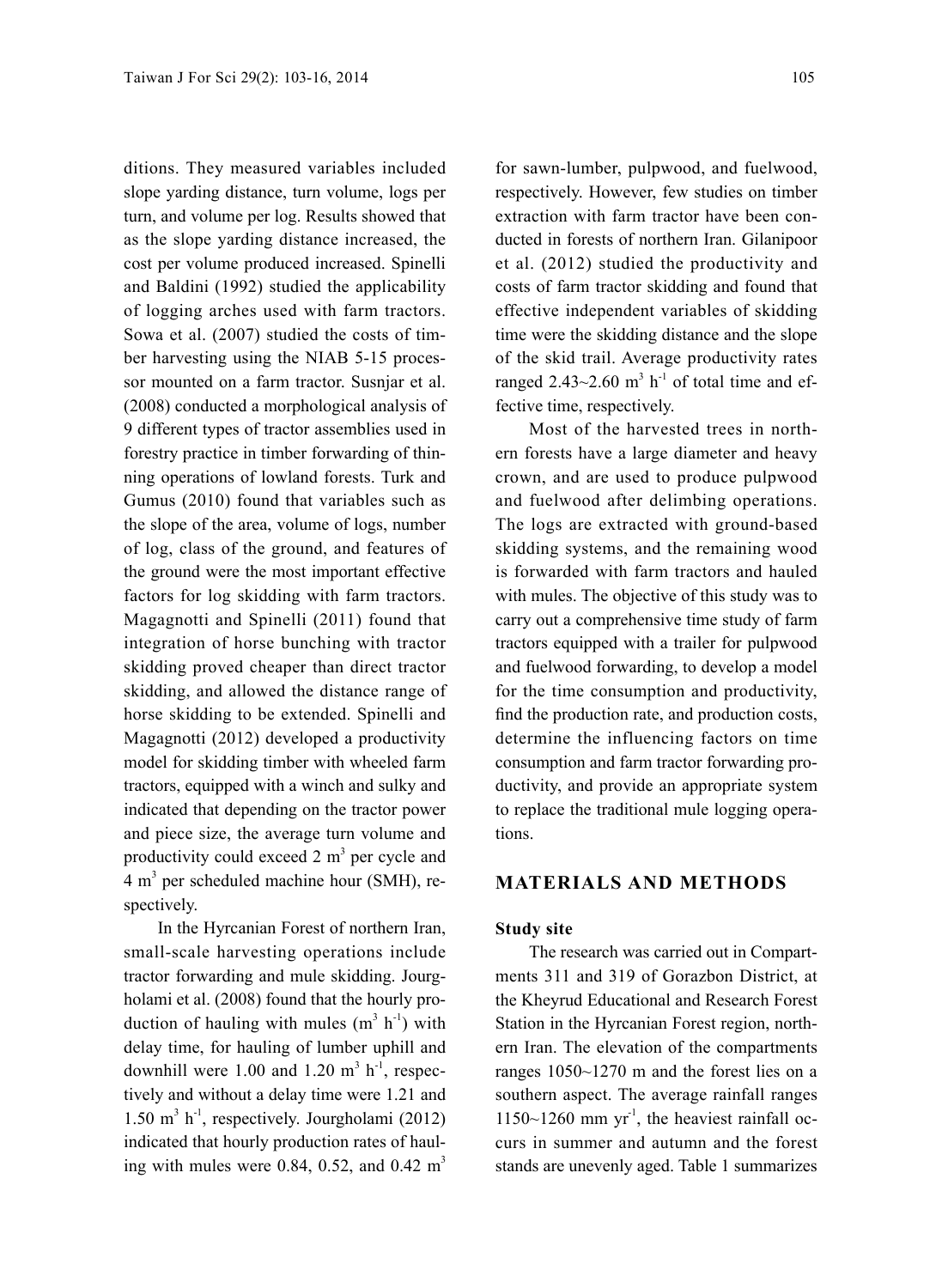ditions. They measured variables included slope yarding distance, turn volume, logs per turn, and volume per log. Results showed that as the slope yarding distance increased, the cost per volume produced increased. Spinelli and Baldini (1992) studied the applicability of logging arches used with farm tractors. Sowa et al. (2007) studied the costs of timber harvesting using the NIAB 5-15 processor mounted on a farm tractor. Susnjar et al. (2008) conducted a morphological analysis of 9 different types of tractor assemblies used in forestry practice in timber forwarding of thinning operations of lowland forests. Turk and Gumus (2010) found that variables such as the slope of the area, volume of logs, number of log, class of the ground, and features of the ground were the most important effective factors for log skidding with farm tractors. Magagnotti and Spinelli (2011) found that integration of horse bunching with tractor skidding proved cheaper than direct tractor skidding, and allowed the distance range of horse skidding to be extended. Spinelli and Magagnotti (2012) developed a productivity model for skidding timber with wheeled farm tractors, equipped with a winch and sulky and indicated that depending on the tractor power and piece size, the average turn volume and productivity could exceed 2 $m^3$ per cycle and 4 $m^3$ per scheduled machine hour (SMH), respectively.

In the Hyrcanian Forest of northern Iran, small-scale harvesting operations include tractor forwarding and mule skidding. Jourgholami et al. (2008) found that the hourly production of hauling with mules ($m^3$ $h^{-1}$) with delay time, for hauling of lumber uphill and downhill were 1.00 and 1.20 $m^3$ $h^{-1}$, respectively and without a delay time were 1.21 and 1.50 $m^3$ $h^{-1}$, respectively. Jourgholami (2012) indicated that hourly production rates of hauling with mules were 0.84, 0.52, and 0.42 $m^3$ for sawn-lumber, pulpwood, and fuelwood, respectively. However, few studies on timber extraction with farm tractor have been conducted in forests of northern Iran. Gilanipoor et al. (2012) studied the productivity and costs of farm tractor skidding and found that effective independent variables of skidding time were the skidding distance and the slope of the skid trail. Average productivity rates ranged 2.43~2.60 $m^3$ $h^{-1}$ of total time and effective time, respectively.

Most of the harvested trees in northern forests have a large diameter and heavy crown, and are used to produce pulpwood and fuelwood after delimbing operations. The logs are extracted with ground-based skidding systems, and the remaining wood is forwarded with farm tractors and hauled with mules. The objective of this study was to carry out a comprehensive time study of farm tractors equipped with a trailer for pulpwood and fuelwood forwarding, to develop a model for the time consumption and productivity, find the production rate, and production costs, determine the influencing factors on time consumption and farm tractor forwarding productivity, and provide an appropriate system to replace the traditional mule logging operations.

## MATERIALS AND METHODS

### Study site

The research was carried out in Compartments 311 and 319 of Gorazbon District, at the Kheyrud Educational and Research Forest Station in the Hyrcanian Forest region, northern Iran. The elevation of the compartments ranges 1050~1270 m and the forest lies on a southern aspect. The average rainfall ranges 1150~1260 mm $yr^{-1}$, the heaviest rainfall occurs in summer and autumn and the forest stands are unevenly aged. Table 1 summarizes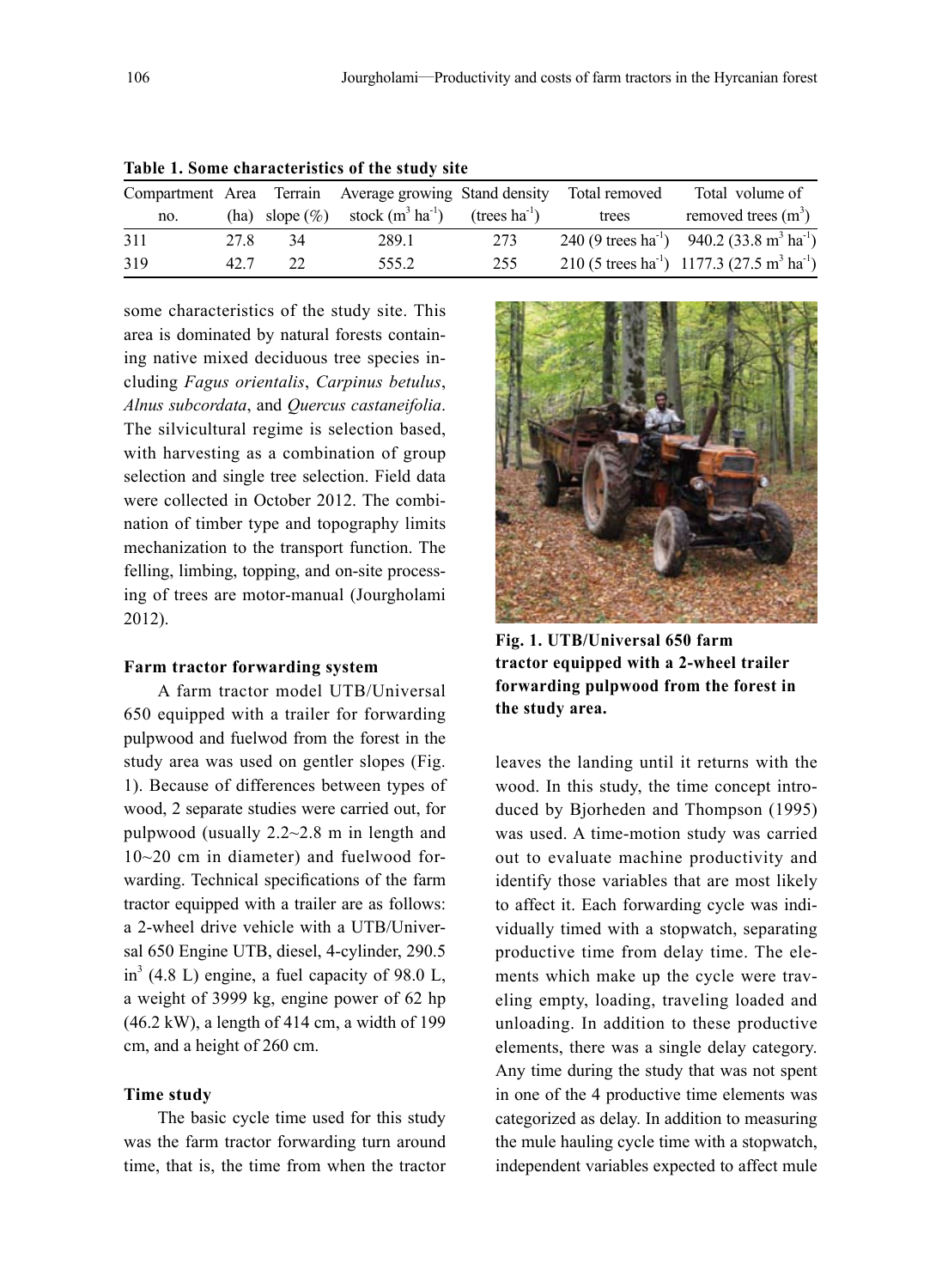**Table 1. Some characteristics of the study site**

| Compartment no. | Area (ha) | Terrain slope (%) | Average growing stock ($m^3$ $ha^{-1}$) | Stand density (trees $ha^{-1}$) | Total removed trees | Total volume of removed trees ($m^3$) |
|---|---|---|---|---|---|---|
| 311 | 27.8 | 34 | 289.1 | 273 | 240 (9 trees $ha^{-1}$) | 940.2 (33.8 $m^3$ $ha^{-1}$) |
| 319 | 42.7 | 22 | 555.2 | 255 | 210 (5 trees $ha^{-1}$) | 1177.3 (27.5 $m^3$ $ha^{-1}$) |

some characteristics of the study site. This area is dominated by natural forests containing native mixed deciduous tree species including *Fagus orientalis*, *Carpinus betulus*, *Alnus subcordata*, and *Quercus castaneifolia*. The silvicultural regime is selection based, with harvesting as a combination of group selection and single tree selection. Field data were collected in October 2012. The combination of timber type and topography limits mechanization to the transport function. The felling, limbing, topping, and on-site processing of trees are motor-manual (Jourgholami 2012).

### Farm tractor forwarding system

A farm tractor model UTB/Universal 650 equipped with a trailer for forwarding pulpwood and fuelwod from the forest in the study area was used on gentler slopes (Fig. 1). Because of differences between types of wood, 2 separate studies were carried out, for pulpwood (usually 2.2~2.8 m in length and 10~20 cm in diameter) and fuelwood forwarding. Technical specifications of the farm tractor equipped with a trailer are as follows: a 2-wheel drive vehicle with a UTB/Universal 650 Engine UTB, diesel, 4-cylinder, 290.5 $in^3$ (4.8 L) engine, a fuel capacity of 98.0 L, a weight of 3999 kg, engine power of 62 hp (46.2 kW), a length of 414 cm, a width of 199 cm, and a height of 260 cm.

**Fig. 1. UTB/Universal 650 farm tractor equipped with a 2-wheel trailer forwarding pulpwood from the forest in the study area.**

### Time study

The basic cycle time used for this study was the farm tractor forwarding turn around time, that is, the time from when the tractor leaves the landing until it returns with the wood. In this study, the time concept introduced by Bjorheden and Thompson (1995) was used. A time-motion study was carried out to evaluate machine productivity and identify those variables that are most likely to affect it. Each forwarding cycle was individually timed with a stopwatch, separating productive time from delay time. The elements which make up the cycle were traveling empty, loading, traveling loaded and unloading. In addition to these productive elements, there was a single delay category. Any time during the study that was not spent in one of the 4 productive time elements was categorized as delay. In addition to measuring the mule hauling cycle time with a stopwatch, independent variables expected to affect mule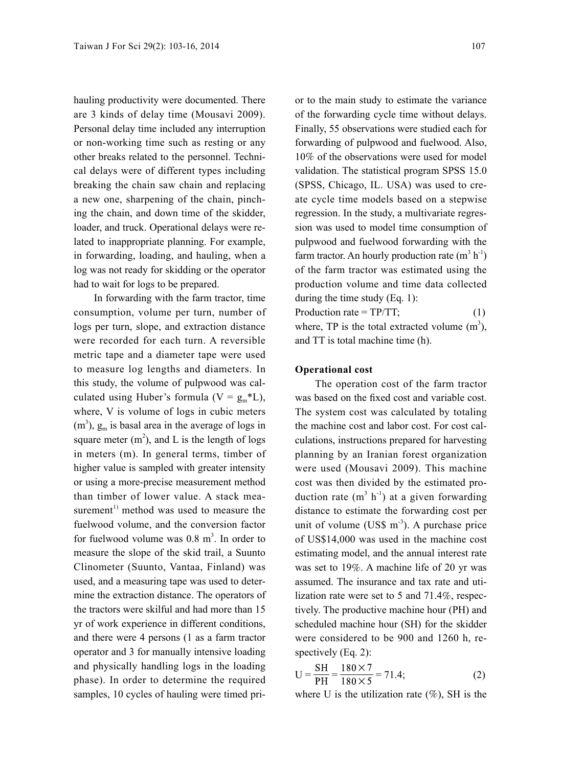hauling productivity were documented. There are 3 kinds of delay time (Mousavi 2009). Personal delay time included any interruption or non-working time such as resting or any other breaks related to the personnel. Technical delays were of different types including breaking the chain saw chain and replacing a new one, sharpening of the chain, pinching the chain, and down time of the skidder, loader, and truck. Operational delays were related to inappropriate planning. For example, in forwarding, loading, and hauling, when a log was not ready for skidding or the operator had to wait for logs to be prepared.

In forwarding with the farm tractor, time consumption, volume per turn, number of logs per turn, slope, and extraction distance were recorded for each turn. A reversible metric tape and a diameter tape were used to measure log lengths and diameters. In this study, the volume of pulpwood was calculated using Huber's formula ($V = g_m * L$), where, V is volume of logs in cubic meters ($m^3$), $g_m$ is basal area in the average of logs in square meter ($m^2$), and L is the length of logs in meters (m). In general terms, timber of higher value is sampled with greater intensity or using a more-precise measurement method than timber of lower value. A stack measurement[1)] method was used to measure the fuelwood volume, and the conversion factor for fuelwood volume was 0.8 $m^3$. In order to measure the slope of the skid trail, a Suunto Clinometer (Suunto, Vantaa, Finland) was used, and a measuring tape was used to determine the extraction distance. The operators of the tractors were skilful and had more than 15 yr of work experience in different conditions, and there were 4 persons (1 as a farm tractor operator and 3 for manually intensive loading and physically handling logs in the loading phase). In order to determine the required samples, 10 cycles of hauling were timed prior to the main study to estimate the variance of the forwarding cycle time without delays. Finally, 55 observations were studied each for forwarding of pulpwood and fuelwood. Also, 10% of the observations were used for model validation. The statistical program SPSS 15.0 (SPSS, Chicago, IL. USA) was used to create cycle time models based on a stepwise regression. In the study, a multivariate regression was used to model time consumption of pulpwood and fuelwood forwarding with the farm tractor. An hourly production rate ($m^3\ h^{-1}$) of the farm tractor was estimated using the production volume and time data collected during the time study (Eq. 1):

$$\text{Production rate} = TP/TT; \quad (1)$$

where, TP is the total extracted volume ($m^3$), and TT is total machine time (h).

### Operational cost

The operation cost of the farm tractor was based on the fixed cost and variable cost. The system cost was calculated by totaling the machine cost and labor cost. For cost calculations, instructions prepared for harvesting planning by an Iranian forest organization were used (Mousavi 2009). This machine cost was then divided by the estimated production rate ($m^3\ h^{-1}$) at a given forwarding distance to estimate the forwarding cost per unit of volume (US$ $m^{-3}$). A purchase price of US$14,000 was used in the machine cost estimating model, and the annual interest rate was set to 19%. A machine life of 20 yr was assumed. The insurance and tax rate and utilization rate were set to 5 and 71.4%, respectively. The productive machine hour (PH) and scheduled machine hour (SH) for the skidder were considered to be 900 and 1260 h, respectively (Eq. 2):

$$U = \frac{SH}{PH} = \frac{180 \times 7}{180 \times 5} = 71.4; \quad (2)$$

where U is the utilization rate (%), SH is the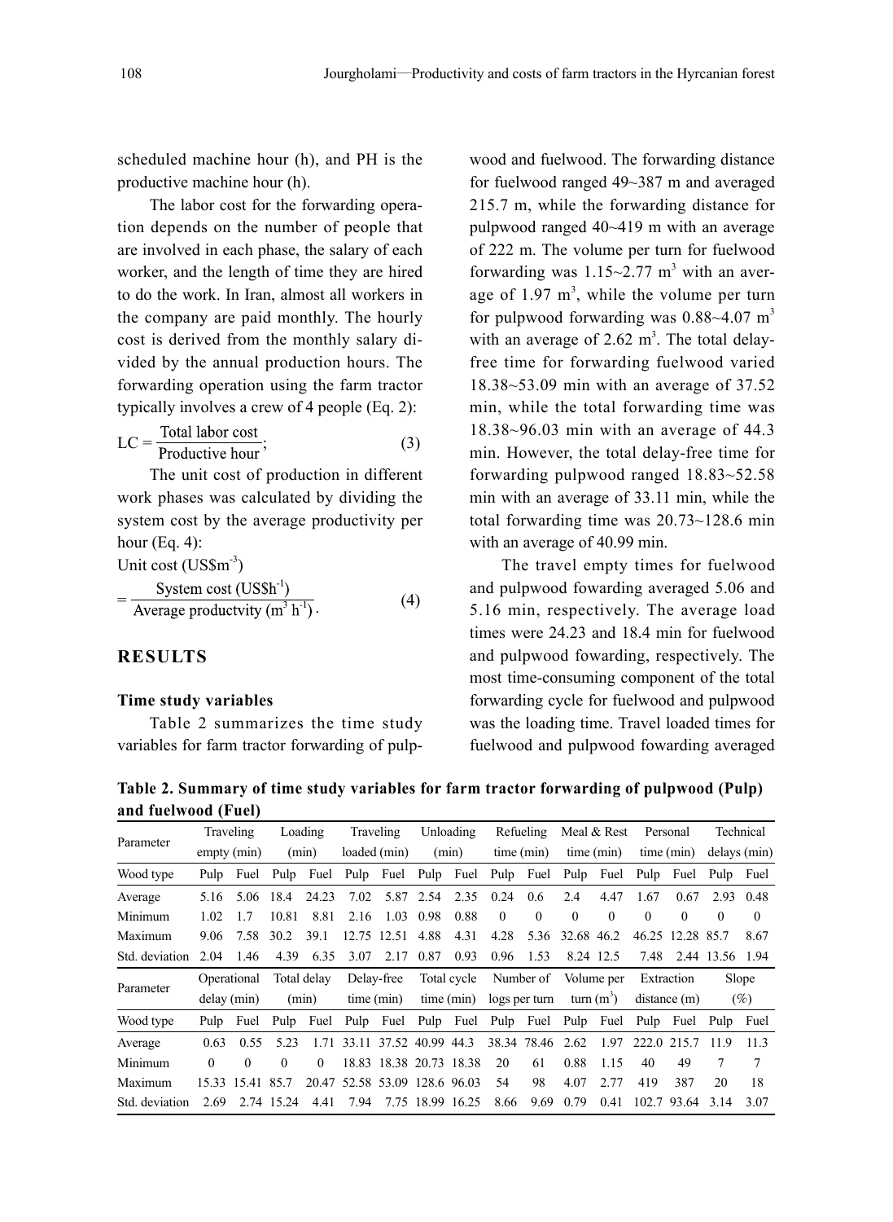scheduled machine hour (h), and PH is the productive machine hour (h).

The labor cost for the forwarding operation depends on the number of people that are involved in each phase, the salary of each worker, and the length of time they are hired to do the work. In Iran, almost all workers in the company are paid monthly. The hourly cost is derived from the monthly salary divided by the annual production hours. The forwarding operation using the farm tractor typically involves a crew of 4 people (Eq. 2):

$$LC = \frac{\text{Total labor cost}}{\text{Productive hour}}; \quad (3)$$

The unit cost of production in different work phases was calculated by dividing the system cost by the average productivity per hour (Eq. 4):

$$\text{Unit cost (US\$m}^{-3}\text{)} = \frac{\text{System cost (US\$h}^{-1}\text{)}}{\text{Average productvity (m}^3\text{ h}^{-1}\text{)}}. \quad (4)$$

## RESULTS

### Time study variables

Table 2 summarizes the time study variables for farm tractor forwarding of pulpwood and fuelwood. The forwarding distance for fuelwood ranged 49~387 m and averaged 215.7 m, while the forwarding distance for pulpwood ranged 40~419 m with an average of 222 m. The volume per turn for fuelwood forwarding was 1.15~2.77 $m^3$ with an average of 1.97 $m^3$, while the volume per turn for pulpwood forwarding was 0.88~4.07 $m^3$ with an average of 2.62 $m^3$. The total delay-free time for forwarding fuelwood varied 18.38~53.09 min with an average of 37.52 min, while the total forwarding time was 18.38~96.03 min with an average of 44.3 min. However, the total delay-free time for forwarding pulpwood ranged 18.83~52.58 min with an average of 33.11 min, while the total forwarding time was 20.73~128.6 min with an average of 40.99 min.

The travel empty times for fuelwood and pulpwood fowarding averaged 5.06 and 5.16 min, respectively. The average load times were 24.23 and 18.4 min for fuelwood and pulpwood fowarding, respectively. The most time-consuming component of the total forwarding cycle for fuelwood and pulpwood was the loading time. Travel loaded times for fuelwood and pulpwood fowarding averaged

**Table 2. Summary of time study variables for farm tractor forwarding of pulpwood (Pulp) and fuelwood (Fuel)**

| Parameter | Traveling empty (min) | | Loading (min) | | Traveling loaded (min) | | Unloading (min) | | Refueling time (min) | | Meal & Rest time (min) | | Personal time (min) | | Technical delays (min) | |
|---|---|---|---|---|---|---|---|---|---|---|---|---|---|---|---|---|
| Wood type | Pulp | Fuel | Pulp | Fuel | Pulp | Fuel | Pulp | Fuel | Pulp | Fuel | Pulp | Fuel | Pulp | Fuel | Pulp | Fuel |
| Average | 5.16 | 5.06 | 18.4 | 24.23 | 7.02 | 5.87 | 2.54 | 2.35 | 0.24 | 0.6 | 2.4 | 4.47 | 1.67 | 0.67 | 2.93 | 0.48 |
| Minimum | 1.02 | 1.7 | 10.81 | 8.81 | 2.16 | 1.03 | 0.98 | 0.88 | 0 | 0 | 0 | 0 | 0 | 0 | 0 | 0 |
| Maximum | 9.06 | 7.58 | 30.2 | 39.1 | 12.75 | 12.51 | 4.88 | 4.31 | 4.28 | 5.36 | 32.68 | 46.2 | 46.25 | 12.28 | 85.7 | 8.67 |
| Std. deviation | 2.04 | 1.46 | 4.39 | 6.35 | 3.07 | 2.17 | 0.87 | 0.93 | 0.96 | 1.53 | 8.24 | 12.5 | 7.48 | 2.44 | 13.56 | 1.94 |
| **Parameter** | **Operational delay (min)** | | **Total delay (min)** | | **Delay-free time (min)** | | **Total cycle time (min)** | | **Number of logs per turn** | | **Volume per turn ($m^3$)** | | **Extraction distance (m)** | | **Slope (%)** | |
| Wood type | Pulp | Fuel | Pulp | Fuel | Pulp | Fuel | Pulp | Fuel | Pulp | Fuel | Pulp | Fuel | Pulp | Fuel | Pulp | Fuel |
| Average | 0.63 | 0.55 | 5.23 | 1.71 | 33.11 | 37.52 | 40.99 | 44.3 | 38.34 | 78.46 | 2.62 | 1.97 | 222.0 | 215.7 | 11.9 | 11.3 |
| Minimum | 0 | 0 | 0 | 0 | 18.83 | 18.38 | 20.73 | 18.38 | 20 | 61 | 0.88 | 1.15 | 40 | 49 | 7 | 7 |
| Maximum | 15.33 | 15.41 | 85.7 | 20.47 | 52.58 | 53.09 | 128.6 | 96.03 | 54 | 98 | 4.07 | 2.77 | 419 | 387 | 20 | 18 |
| Std. deviation | 2.69 | 2.74 | 15.24 | 4.41 | 7.94 | 7.75 | 18.99 | 16.25 | 8.66 | 9.69 | 0.79 | 0.41 | 102.7 | 93.64 | 3.14 | 3.07 |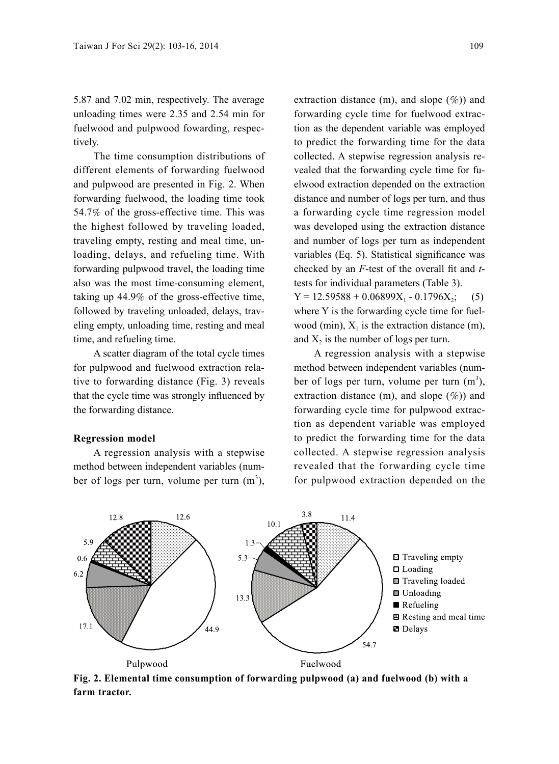5.87 and 7.02 min, respectively. The average unloading times were 2.35 and 2.54 min for fuelwood and pulpwood fowarding, respectively.

The time consumption distributions of different elements of forwarding fuelwood and pulpwood are presented in Fig. 2. When forwarding fuelwood, the loading time took 54.7% of the gross-effective time. This was the highest followed by traveling loaded, traveling empty, resting and meal time, unloading, delays, and refueling time. With forwarding pulpwood travel, the loading time also was the most time-consuming element, taking up 44.9% of the gross-effective time, followed by traveling unloaded, delays, traveling empty, unloading time, resting and meal time, and refueling time.

A scatter diagram of the total cycle times for pulpwood and fuelwood extraction relative to forwarding distance (Fig. 3) reveals that the cycle time was strongly influenced by the forwarding distance.

**Regression model**

A regression analysis with a stepwise method between independent variables (number of logs per turn, volume per turn ($m^3$), extraction distance (m), and slope (%)) and forwarding cycle time for fuelwood extraction as the dependent variable was employed to predict the forwarding time for the data collected. A stepwise regression analysis revealed that the forwarding cycle time for fuelwood extraction depended on the extraction distance and number of logs per turn, and thus a forwarding cycle time regression model was developed using the extraction distance and number of logs per turn as independent variables (Eq. 5). Statistical significance was checked by an *F*-test of the overall fit and *t*-tests for individual parameters (Table 3).

$$Y = 12.59588 + 0.06899X_1 - 0.1796X_2; \quad (5)$$

where Y is the forwarding cycle time for fuelwood (min), $X_1$ is the extraction distance (m), and $X_2$ is the number of logs per turn.

A regression analysis with a stepwise method between independent variables (number of logs per turn, volume per turn ($m^3$), extraction distance (m), and slope (%)) and forwarding cycle time for pulpwood extraction as dependent variable was employed to predict the forwarding time for the data collected. A stepwise regression analysis revealed that the forwarding cycle time for pulpwood extraction depended on the

**Fig. 2. Elemental time consumption of forwarding pulpwood (a) and fuelwood (b) with a farm tractor.**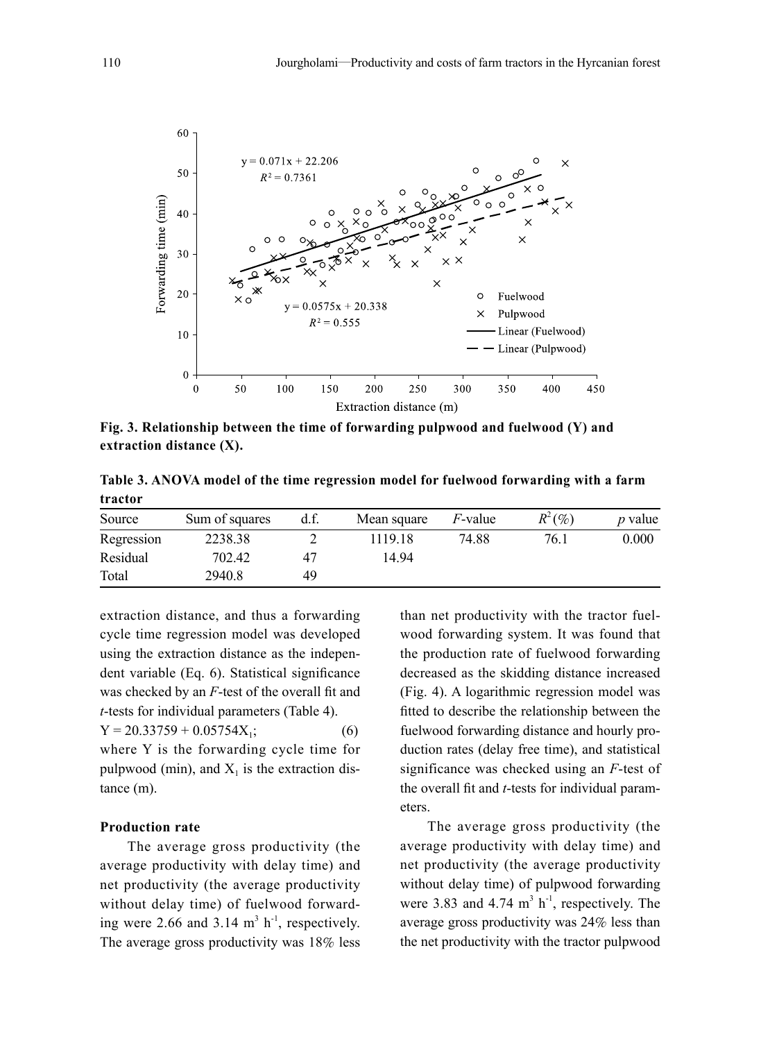**Fig. 3. Relationship between the time of forwarding pulpwood and fuelwood (Y) and extraction distance (X).**

**Table 3. ANOVA model of the time regression model for fuelwood forwarding with a farm tractor**

| Source | Sum of squares | d.f. | Mean square | *F*-value | $R^2$(%) | *p* value |
|---|---|---|---|---|---|---|
| Regression | 2238.38 | 2 | 1119.18 | 74.88 | 76.1 | 0.000 |
| Residual | 702.42 | 47 | 14.94 | | | |
| Total | 2940.8 | 49 | | | | |

extraction distance, and thus a forwarding cycle time regression model was developed using the extraction distance as the independent variable (Eq. 6). Statistical significance was checked by an *F*-test of the overall fit and *t*-tests for individual parameters (Table 4).

$Y = 20.33759 + 0.05754X_1$; (6)

where Y is the forwarding cycle time for pulpwood (min), and $X_1$ is the extraction distance (m).

### Production rate

The average gross productivity (the average productivity with delay time) and net productivity (the average productivity without delay time) of fuelwood forwarding were 2.66 and 3.14 $m^3\ h^{-1}$, respectively. The average gross productivity was 18% less than net productivity with the tractor fuelwood forwarding system. It was found that the production rate of fuelwood forwarding decreased as the skidding distance increased (Fig. 4). A logarithmic regression model was fitted to describe the relationship between the fuelwood forwarding distance and hourly production rates (delay free time), and statistical significance was checked using an *F*-test of the overall fit and *t*-tests for individual parameters.

The average gross productivity (the average productivity with delay time) and net productivity (the average productivity without delay time) of pulpwood forwarding were 3.83 and 4.74 $m^3\ h^{-1}$, respectively. The average gross productivity was 24% less than the net productivity with the tractor pulpwood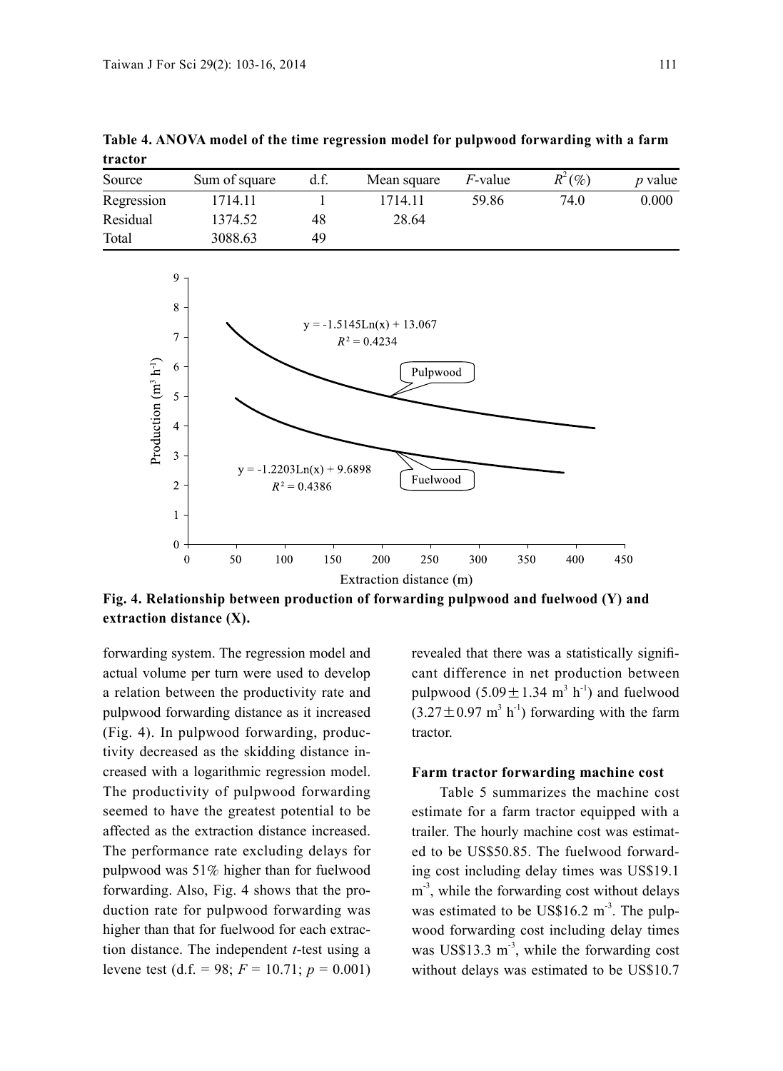**Table 4. ANOVA model of the time regression model for pulpwood forwarding with a farm tractor**

| Source | Sum of square | d.f. | Mean square | *F*-value | $R^2$(%) | *p* value |
|---|---|---|---|---|---|---|
| Regression | 1714.11 | 1 | 1714.11 | 59.86 | 74.0 | 0.000 |
| Residual | 1374.52 | 48 | 28.64 | | | |
| Total | 3088.63 | 49 | | | | |

**Fig. 4. Relationship between production of forwarding pulpwood and fuelwood (Y) and extraction distance (X).**

forwarding system. The regression model and actual volume per turn were used to develop a relation between the productivity rate and pulpwood forwarding distance as it increased (Fig. 4). In pulpwood forwarding, productivity decreased as the skidding distance increased with a logarithmic regression model. The productivity of pulpwood forwarding seemed to have the greatest potential to be affected as the extraction distance increased. The performance rate excluding delays for pulpwood was 51% higher than for fuelwood forwarding. Also, Fig. 4 shows that the production rate for pulpwood forwarding was higher than that for fuelwood for each extraction distance. The independent *t*-test using a levene test (d.f. = 98; $F = 10.71$; $p = 0.001$) revealed that there was a statistically significant difference in net production between pulpwood ($5.09 \pm 1.34$ $m^3$ $h^{-1}$) and fuelwood ($3.27 \pm 0.97$ $m^3$ $h^{-1}$) forwarding with the farm tractor.

#### Farm tractor forwarding machine cost

Table 5 summarizes the machine cost estimate for a farm tractor equipped with a trailer. The hourly machine cost was estimated to be US$50.85. The fuelwood forwarding cost including delay times was US$19.1 $m^{-3}$, while the forwarding cost without delays was estimated to be US$16.2 $m^{-3}$. The pulpwood forwarding cost including delay times was US$13.3 $m^{-3}$, while the forwarding cost without delays was estimated to be US$10.7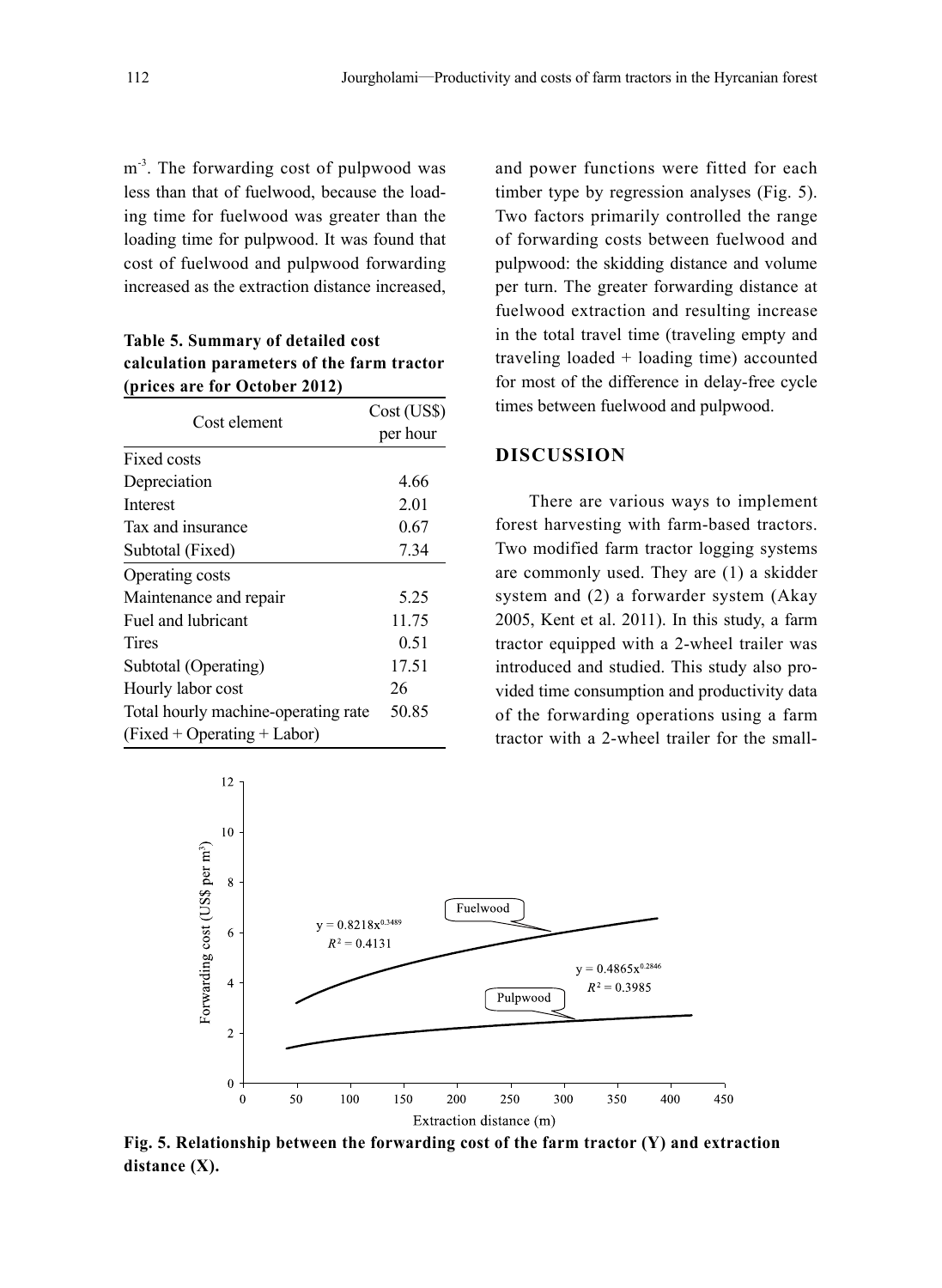$m^{-3}$. The forwarding cost of pulpwood was less than that of fuelwood, because the loading time for fuelwood was greater than the loading time for pulpwood. It was found that cost of fuelwood and pulpwood forwarding increased as the extraction distance increased, and power functions were fitted for each timber type by regression analyses (Fig. 5). Two factors primarily controlled the range of forwarding costs between fuelwood and pulpwood: the skidding distance and volume per turn. The greater forwarding distance at fuelwood extraction and resulting increase in the total travel time (traveling empty and traveling loaded + loading time) accounted for most of the difference in delay-free cycle times between fuelwood and pulpwood.

**Table 5. Summary of detailed cost calculation parameters of the farm tractor (prices are for October 2012)**

| Cost element | Cost (US$) per hour |
|---|---|
| Fixed costs | |
| Depreciation | 4.66 |
| Interest | 2.01 |
| Tax and insurance | 0.67 |
| Subtotal (Fixed) | 7.34 |
| Operating costs | |
| Maintenance and repair | 5.25 |
| Fuel and lubricant | 11.75 |
| Tires | 0.51 |
| Subtotal (Operating) | 17.51 |
| Hourly labor cost | 26 |
| Total hourly machine-operating rate (Fixed + Operating + Labor) | 50.85 |

## DISCUSSION

There are various ways to implement forest harvesting with farm-based tractors. Two modified farm tractor logging systems are commonly used. They are (1) a skidder system and (2) a forwarder system (Akay 2005, Kent et al. 2011). In this study, a farm tractor equipped with a 2-wheel trailer was introduced and studied. This study also provided time consumption and productivity data of the forwarding operations using a farm tractor with a 2-wheel trailer for the small-

Fuelwood: $y = 0.8218x^{0.3489}$, $R^2 = 0.4131$

Pulpwood: $y = 0.4865x^{0.2846}$, $R^2 = 0.3985$

**Fig. 5. Relationship between the forwarding cost of the farm tractor (Y) and extraction distance (X).**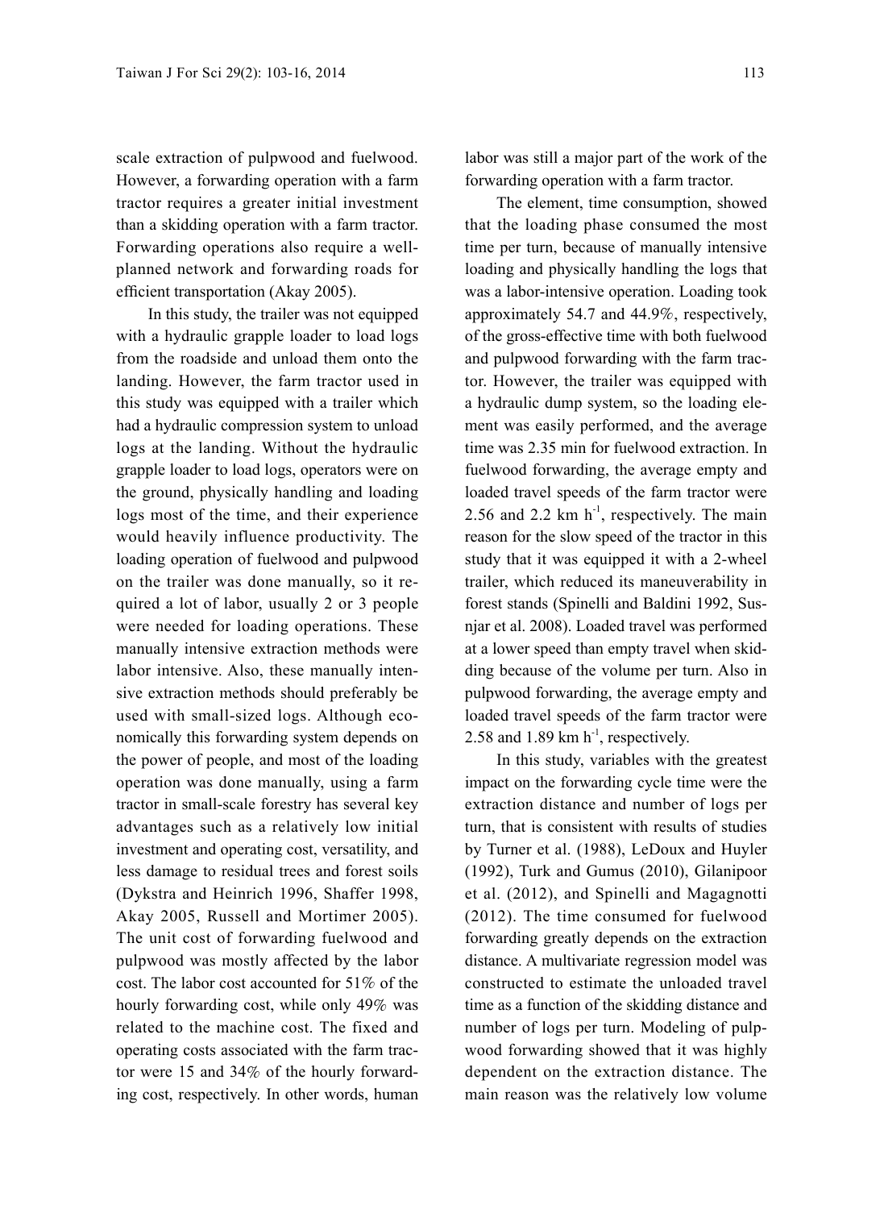scale extraction of pulpwood and fuelwood. However, a forwarding operation with a farm tractor requires a greater initial investment than a skidding operation with a farm tractor. Forwarding operations also require a well-planned network and forwarding roads for efficient transportation (Akay 2005).

In this study, the trailer was not equipped with a hydraulic grapple loader to load logs from the roadside and unload them onto the landing. However, the farm tractor used in this study was equipped with a trailer which had a hydraulic compression system to unload logs at the landing. Without the hydraulic grapple loader to load logs, operators were on the ground, physically handling and loading logs most of the time, and their experience would heavily influence productivity. The loading operation of fuelwood and pulpwood on the trailer was done manually, so it required a lot of labor, usually 2 or 3 people were needed for loading operations. These manually intensive extraction methods were labor intensive. Also, these manually intensive extraction methods should preferably be used with small-sized logs. Although economically this forwarding system depends on the power of people, and most of the loading operation was done manually, using a farm tractor in small-scale forestry has several key advantages such as a relatively low initial investment and operating cost, versatility, and less damage to residual trees and forest soils (Dykstra and Heinrich 1996, Shaffer 1998, Akay 2005, Russell and Mortimer 2005). The unit cost of forwarding fuelwood and pulpwood was mostly affected by the labor cost. The labor cost accounted for 51% of the hourly forwarding cost, while only 49% was related to the machine cost. The fixed and operating costs associated with the farm tractor were 15 and 34% of the hourly forwarding cost, respectively. In other words, human labor was still a major part of the work of the forwarding operation with a farm tractor.

The element, time consumption, showed that the loading phase consumed the most time per turn, because of manually intensive loading and physically handling the logs that was a labor-intensive operation. Loading took approximately 54.7 and 44.9%, respectively, of the gross-effective time with both fuelwood and pulpwood forwarding with the farm tractor. However, the trailer was equipped with a hydraulic dump system, so the loading element was easily performed, and the average time was 2.35 min for fuelwood extraction. In fuelwood forwarding, the average empty and loaded travel speeds of the farm tractor were 2.56 and 2.2 km $h^{-1}$, respectively. The main reason for the slow speed of the tractor in this study that it was equipped it with a 2-wheel trailer, which reduced its maneuverability in forest stands (Spinelli and Baldini 1992, Susnjar et al. 2008). Loaded travel was performed at a lower speed than empty travel when skidding because of the volume per turn. Also in pulpwood forwarding, the average empty and loaded travel speeds of the farm tractor were 2.58 and 1.89 km $h^{-1}$, respectively.

In this study, variables with the greatest impact on the forwarding cycle time were the extraction distance and number of logs per turn, that is consistent with results of studies by Turner et al. (1988), LeDoux and Huyler (1992), Turk and Gumus (2010), Gilanipoor et al. (2012), and Spinelli and Magagnotti (2012). The time consumed for fuelwood forwarding greatly depends on the extraction distance. A multivariate regression model was constructed to estimate the unloaded travel time as a function of the skidding distance and number of logs per turn. Modeling of pulpwood forwarding showed that it was highly dependent on the extraction distance. The main reason was the relatively low volume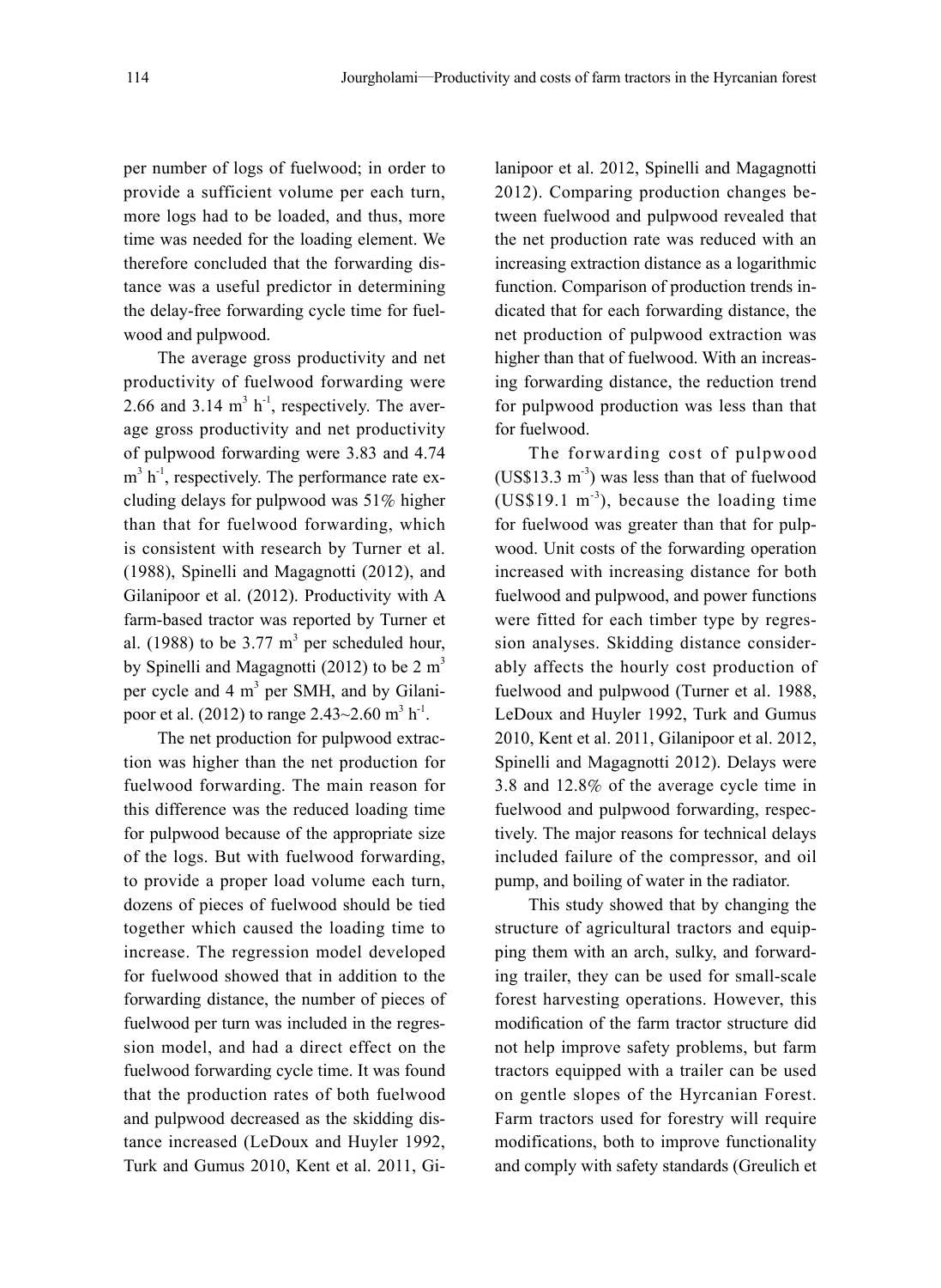per number of logs of fuelwood; in order to provide a sufficient volume per each turn, more logs had to be loaded, and thus, more time was needed for the loading element. We therefore concluded that the forwarding distance was a useful predictor in determining the delay-free forwarding cycle time for fuelwood and pulpwood.

The average gross productivity and net productivity of fuelwood forwarding were 2.66 and 3.14 $m^3$ $h^{-1}$, respectively. The average gross productivity and net productivity of pulpwood forwarding were 3.83 and 4.74 $m^3$ $h^{-1}$, respectively. The performance rate excluding delays for pulpwood was 51% higher than that for fuelwood forwarding, which is consistent with research by Turner et al. (1988), Spinelli and Magagnotti (2012), and Gilanipoor et al. (2012). Productivity with A farm-based tractor was reported by Turner et al. (1988) to be 3.77 $m^3$ per scheduled hour, by Spinelli and Magagnotti (2012) to be 2 $m^3$ per cycle and 4 $m^3$ per SMH, and by Gilanipoor et al. (2012) to range 2.43~2.60 $m^3$ $h^{-1}$.

The net production for pulpwood extraction was higher than the net production for fuelwood forwarding. The main reason for this difference was the reduced loading time for pulpwood because of the appropriate size of the logs. But with fuelwood forwarding, to provide a proper load volume each turn, dozens of pieces of fuelwood should be tied together which caused the loading time to increase. The regression model developed for fuelwood showed that in addition to the forwarding distance, the number of pieces of fuelwood per turn was included in the regression model, and had a direct effect on the fuelwood forwarding cycle time. It was found that the production rates of both fuelwood and pulpwood decreased as the skidding distance increased (LeDoux and Huyler 1992, Turk and Gumus 2010, Kent et al. 2011, Gilanipoor et al. 2012, Spinelli and Magagnotti 2012). Comparing production changes between fuelwood and pulpwood revealed that the net production rate was reduced with an increasing extraction distance as a logarithmic function. Comparison of production trends indicated that for each forwarding distance, the net production of pulpwood extraction was higher than that of fuelwood. With an increasing forwarding distance, the reduction trend for pulpwood production was less than that for fuelwood.

The forwarding cost of pulpwood (US\$13.3 $m^{-3}$) was less than that of fuelwood (US\$19.1 $m^{-3}$), because the loading time for fuelwood was greater than that for pulpwood. Unit costs of the forwarding operation increased with increasing distance for both fuelwood and pulpwood, and power functions were fitted for each timber type by regression analyses. Skidding distance considerably affects the hourly cost production of fuelwood and pulpwood (Turner et al. 1988, LeDoux and Huyler 1992, Turk and Gumus 2010, Kent et al. 2011, Gilanipoor et al. 2012, Spinelli and Magagnotti 2012). Delays were 3.8 and 12.8% of the average cycle time in fuelwood and pulpwood forwarding, respectively. The major reasons for technical delays included failure of the compressor, and oil pump, and boiling of water in the radiator.

This study showed that by changing the structure of agricultural tractors and equipping them with an arch, sulky, and forwarding trailer, they can be used for small-scale forest harvesting operations. However, this modification of the farm tractor structure did not help improve safety problems, but farm tractors equipped with a trailer can be used on gentle slopes of the Hyrcanian Forest. Farm tractors used for forestry will require modifications, both to improve functionality and comply with safety standards (Greulich et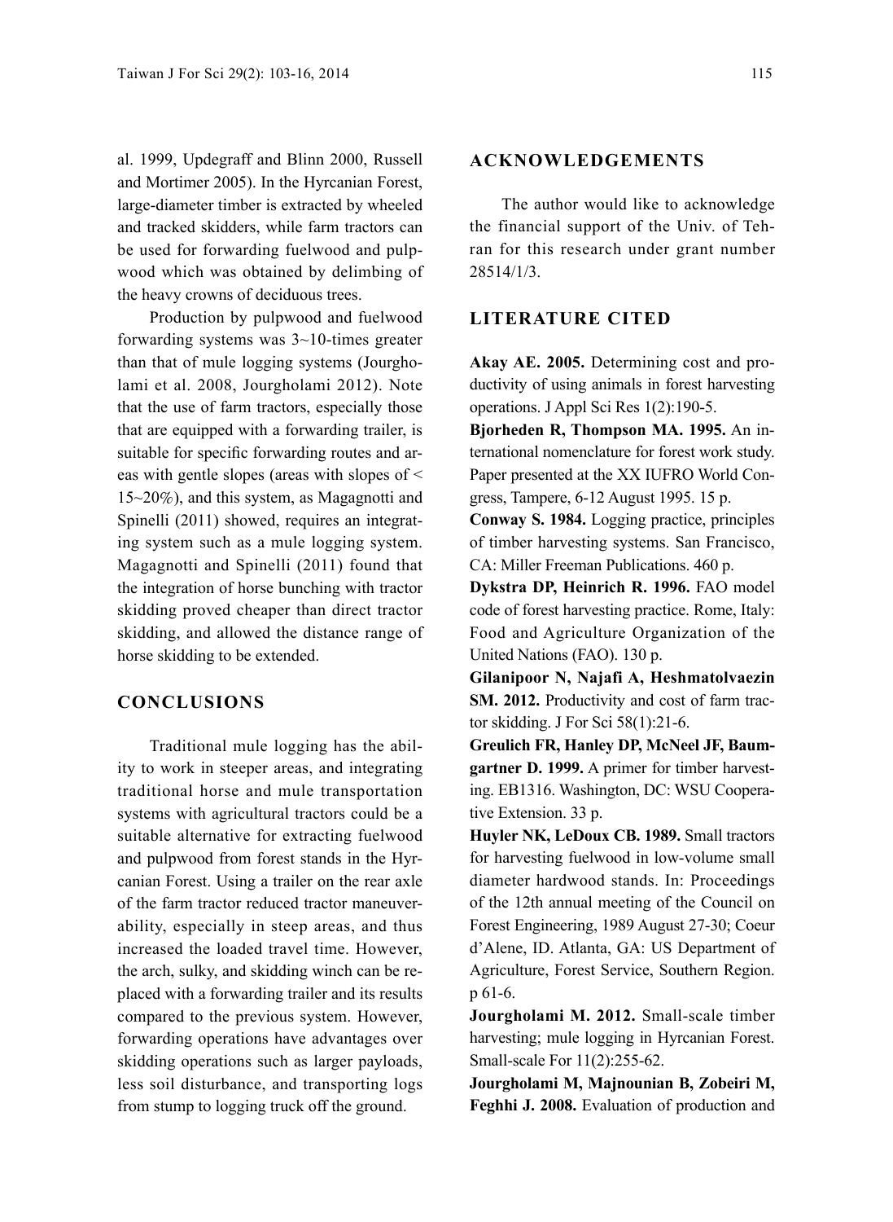al. 1999, Updegraff and Blinn 2000, Russell and Mortimer 2005). In the Hyrcanian Forest, large-diameter timber is extracted by wheeled and tracked skidders, while farm tractors can be used for forwarding fuelwood and pulpwood which was obtained by delimbing of the heavy crowns of deciduous trees.

Production by pulpwood and fuelwood forwarding systems was 3~10-times greater than that of mule logging systems (Jourgholami et al. 2008, Jourgholami 2012). Note that the use of farm tractors, especially those that are equipped with a forwarding trailer, is suitable for specific forwarding routes and areas with gentle slopes (areas with slopes of < 15~20%), and this system, as Magagnotti and Spinelli (2011) showed, requires an integrating system such as a mule logging system. Magagnotti and Spinelli (2011) found that the integration of horse bunching with tractor skidding proved cheaper than direct tractor skidding, and allowed the distance range of horse skidding to be extended.

## CONCLUSIONS

Traditional mule logging has the ability to work in steeper areas, and integrating traditional horse and mule transportation systems with agricultural tractors could be a suitable alternative for extracting fuelwood and pulpwood from forest stands in the Hyrcanian Forest. Using a trailer on the rear axle of the farm tractor reduced tractor maneuverability, especially in steep areas, and thus increased the loaded travel time. However, the arch, sulky, and skidding winch can be replaced with a forwarding trailer and its results compared to the previous system. However, forwarding operations have advantages over skidding operations such as larger payloads, less soil disturbance, and transporting logs from stump to logging truck off the ground.

## ACKNOWLEDGEMENTS

The author would like to acknowledge the financial support of the Univ. of Tehran for this research under grant number 28514/1/3.

## LITERATURE CITED

**Akay AE. 2005.** Determining cost and productivity of using animals in forest harvesting operations. J Appl Sci Res 1(2):190-5.

**Bjorheden R, Thompson MA. 1995.** An international nomenclature for forest work study. Paper presented at the XX IUFRO World Congress, Tampere, 6-12 August 1995. 15 p.

**Conway S. 1984.** Logging practice, principles of timber harvesting systems. San Francisco, CA: Miller Freeman Publications. 460 p.

**Dykstra DP, Heinrich R. 1996.** FAO model code of forest harvesting practice. Rome, Italy: Food and Agriculture Organization of the United Nations (FAO). 130 p.

**Gilanipoor N, Najafi A, Heshmatolvaezin SM. 2012.** Productivity and cost of farm tractor skidding. J For Sci 58(1):21-6.

**Greulich FR, Hanley DP, McNeel JF, Baumgartner D. 1999.** A primer for timber harvesting. EB1316. Washington, DC: WSU Cooperative Extension. 33 p.

**Huyler NK, LeDoux CB. 1989.** Small tractors for harvesting fuelwood in low-volume small diameter hardwood stands. In: Proceedings of the 12th annual meeting of the Council on Forest Engineering, 1989 August 27-30; Coeur d'Alene, ID. Atlanta, GA: US Department of Agriculture, Forest Service, Southern Region. p 61-6.

**Jourgholami M. 2012.** Small-scale timber harvesting; mule logging in Hyrcanian Forest. Small-scale For 11(2):255-62.

**Jourgholami M, Majnounian B, Zobeiri M, Feghhi J. 2008.** Evaluation of production and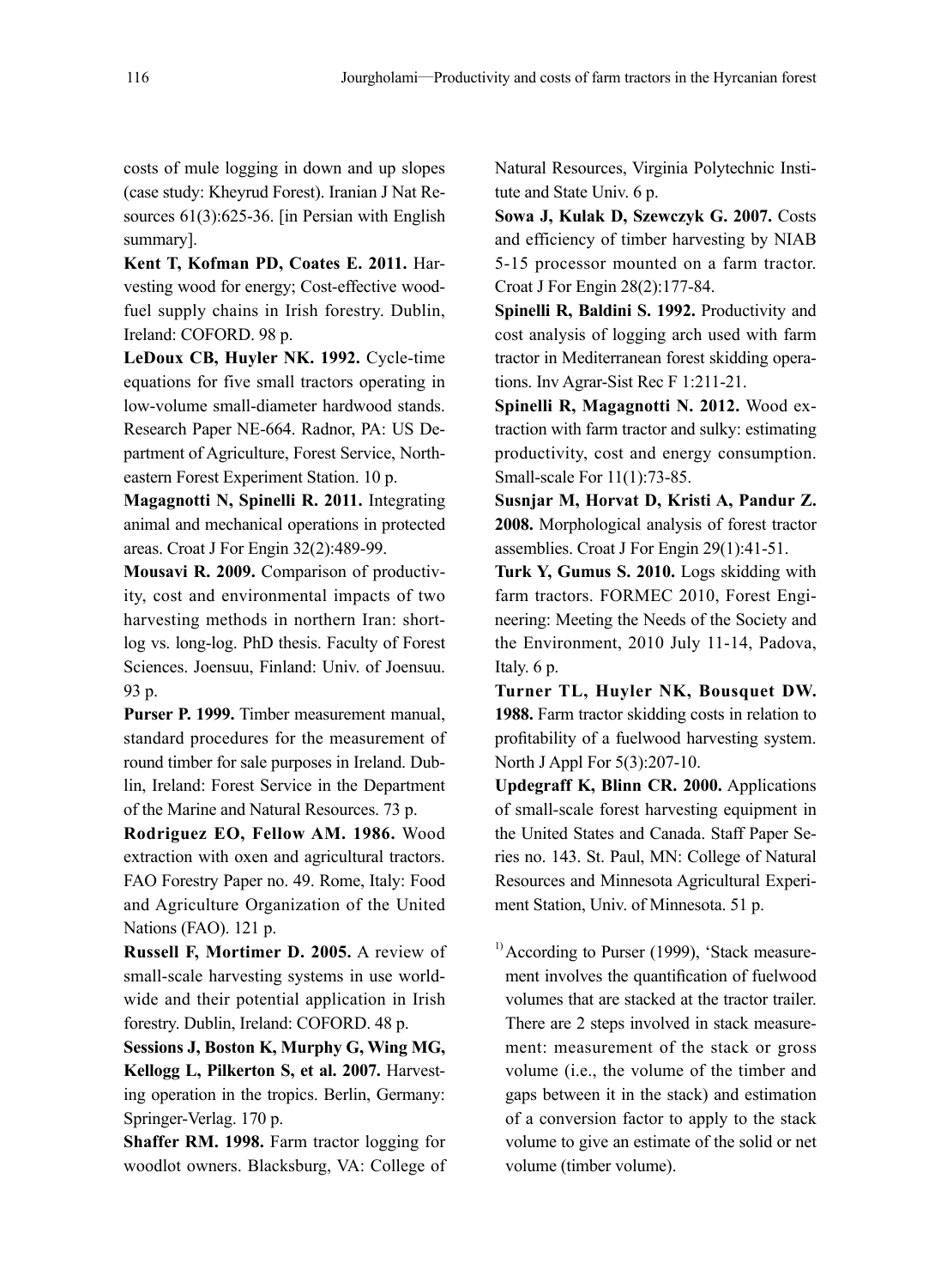costs of mule logging in down and up slopes (case study: Kheyrud Forest). Iranian J Nat Resources 61(3):625-36. [in Persian with English summary].

**Kent T, Kofman PD, Coates E. 2011.** Harvesting wood for energy; Cost-effective woodfuel supply chains in Irish forestry. Dublin, Ireland: COFORD. 98 p.

**LeDoux CB, Huyler NK. 1992.** Cycle-time equations for five small tractors operating in low-volume small-diameter hardwood stands. Research Paper NE-664. Radnor, PA: US Department of Agriculture, Forest Service, Northeastern Forest Experiment Station. 10 p.

**Magagnotti N, Spinelli R. 2011.** Integrating animal and mechanical operations in protected areas. Croat J For Engin 32(2):489-99.

**Mousavi R. 2009.** Comparison of productivity, cost and environmental impacts of two harvesting methods in northern Iran: short-log vs. long-log. PhD thesis. Faculty of Forest Sciences. Joensuu, Finland: Univ. of Joensuu. 93 p.

**Purser P. 1999.** Timber measurement manual, standard procedures for the measurement of round timber for sale purposes in Ireland. Dublin, Ireland: Forest Service in the Department of the Marine and Natural Resources. 73 p.

**Rodriguez EO, Fellow AM. 1986.** Wood extraction with oxen and agricultural tractors. FAO Forestry Paper no. 49. Rome, Italy: Food and Agriculture Organization of the United Nations (FAO). 121 p.

**Russell F, Mortimer D. 2005.** A review of small-scale harvesting systems in use worldwide and their potential application in Irish forestry. Dublin, Ireland: COFORD. 48 p.

**Sessions J, Boston K, Murphy G, Wing MG, Kellogg L, Pilkerton S, et al. 2007.** Harvesting operation in the tropics. Berlin, Germany: Springer-Verlag. 170 p.

**Shaffer RM. 1998.** Farm tractor logging for woodlot owners. Blacksburg, VA: College of Natural Resources, Virginia Polytechnic Institute and State Univ. 6 p.

**Sowa J, Kulak D, Szewczyk G. 2007.** Costs and efficiency of timber harvesting by NIAB 5-15 processor mounted on a farm tractor. Croat J For Engin 28(2):177-84.

**Spinelli R, Baldini S. 1992.** Productivity and cost analysis of logging arch used with farm tractor in Mediterranean forest skidding operations. Inv Agrar-Sist Rec F 1:211-21.

**Spinelli R, Magagnotti N. 2012.** Wood extraction with farm tractor and sulky: estimating productivity, cost and energy consumption. Small-scale For 11(1):73-85.

**Susnjar M, Horvat D, Kristi A, Pandur Z. 2008.** Morphological analysis of forest tractor assemblies. Croat J For Engin 29(1):41-51.

**Turk Y, Gumus S. 2010.** Logs skidding with farm tractors. FORMEC 2010, Forest Engineering: Meeting the Needs of the Society and the Environment, 2010 July 11-14, Padova, Italy. 6 p.

**Turner TL, Huyler NK, Bousquet DW. 1988.** Farm tractor skidding costs in relation to profitability of a fuelwood harvesting system. North J Appl For 5(3):207-10.

**Updegraff K, Blinn CR. 2000.** Applications of small-scale forest harvesting equipment in the United States and Canada. Staff Paper Series no. 143. St. Paul, MN: College of Natural Resources and Minnesota Agricultural Experiment Station, Univ. of Minnesota. 51 p.

[1)] According to Purser (1999), 'Stack measurement involves the quantification of fuelwood volumes that are stacked at the tractor trailer. There are 2 steps involved in stack measurement: measurement of the stack or gross volume (i.e., the volume of the timber and gaps between it in the stack) and estimation of a conversion factor to apply to the stack volume to give an estimate of the solid or net volume (timber volume).